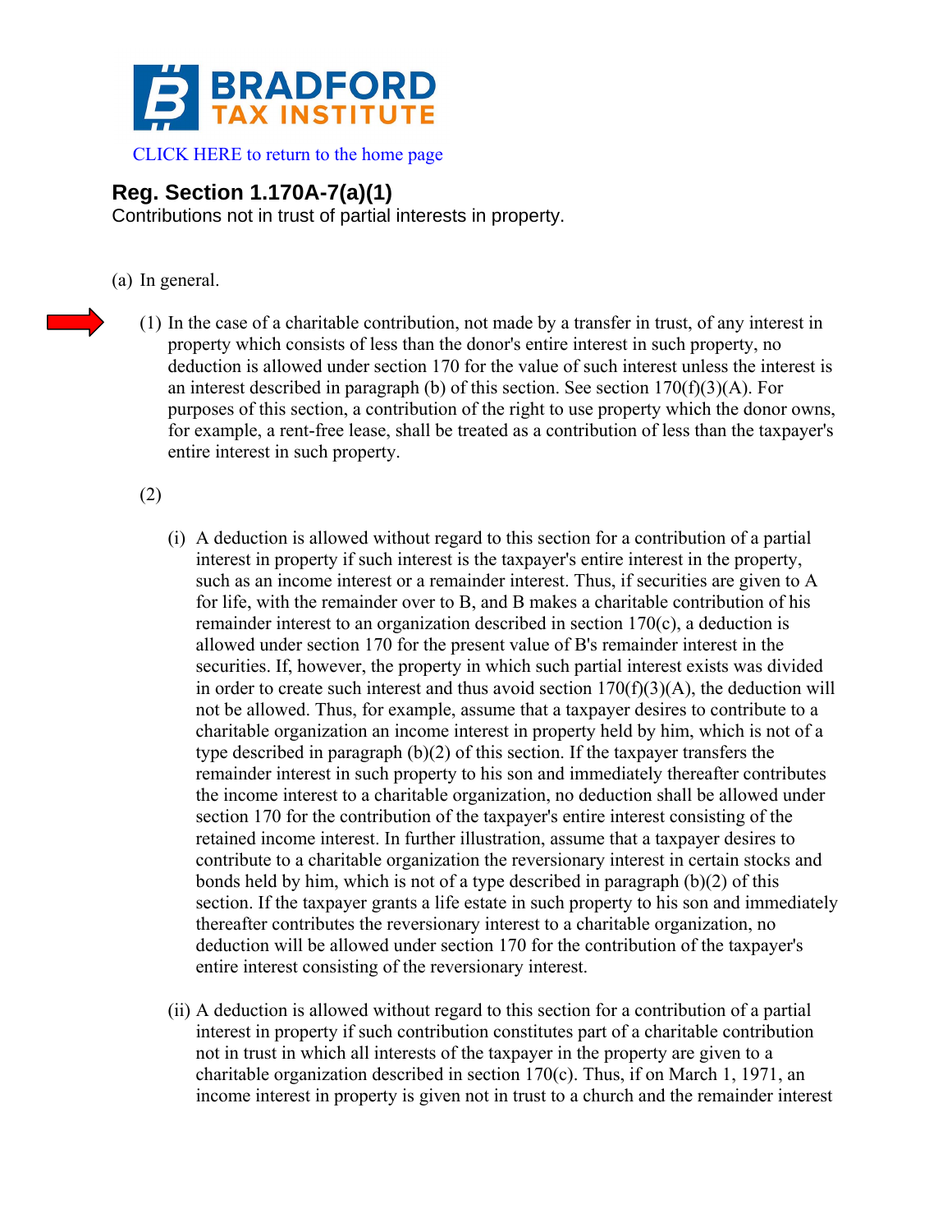# BRADFORD TAX INSTITUTE

CLICK HERE to return to the home page

## Reg. Section 1.170A-7(a)(1)

Contributions not in trust of partial interests in property.

(a) In general.

(1) In the case of a charitable contribution, not made by a transfer in trust, of any interest in property which consists of less than the donor's entire interest in such property, no deduction is allowed under section 170 for the value of such interest unless the interest is an interest described in paragraph (b) of this section. See section 170(f)(3)(A). For purposes of this section, a contribution of the right to use property which the donor owns, for example, a rent-free lease, shall be treated as a contribution of less than the taxpayer's entire interest in such property.

(2)

(i) A deduction is allowed without regard to this section for a contribution of a partial interest in property if such interest is the taxpayer's entire interest in the property, such as an income interest or a remainder interest. Thus, if securities are given to A for life, with the remainder over to B, and B makes a charitable contribution of his remainder interest to an organization described in section 170(c), a deduction is allowed under section 170 for the present value of B's remainder interest in the securities. If, however, the property in which such partial interest exists was divided in order to create such interest and thus avoid section 170(f)(3)(A), the deduction will not be allowed. Thus, for example, assume that a taxpayer desires to contribute to a charitable organization an income interest in property held by him, which is not of a type described in paragraph (b)(2) of this section. If the taxpayer transfers the remainder interest in such property to his son and immediately thereafter contributes the income interest to a charitable organization, no deduction shall be allowed under section 170 for the contribution of the taxpayer's entire interest consisting of the retained income interest. In further illustration, assume that a taxpayer desires to contribute to a charitable organization the reversionary interest in certain stocks and bonds held by him, which is not of a type described in paragraph (b)(2) of this section. If the taxpayer grants a life estate in such property to his son and immediately thereafter contributes the reversionary interest to a charitable organization, no deduction will be allowed under section 170 for the contribution of the taxpayer's entire interest consisting of the reversionary interest.

(ii) A deduction is allowed without regard to this section for a contribution of a partial interest in property if such contribution constitutes part of a charitable contribution not in trust in which all interests of the taxpayer in the property are given to a charitable organization described in section 170(c). Thus, if on March 1, 1971, an income interest in property is given not in trust to a church and the remainder interest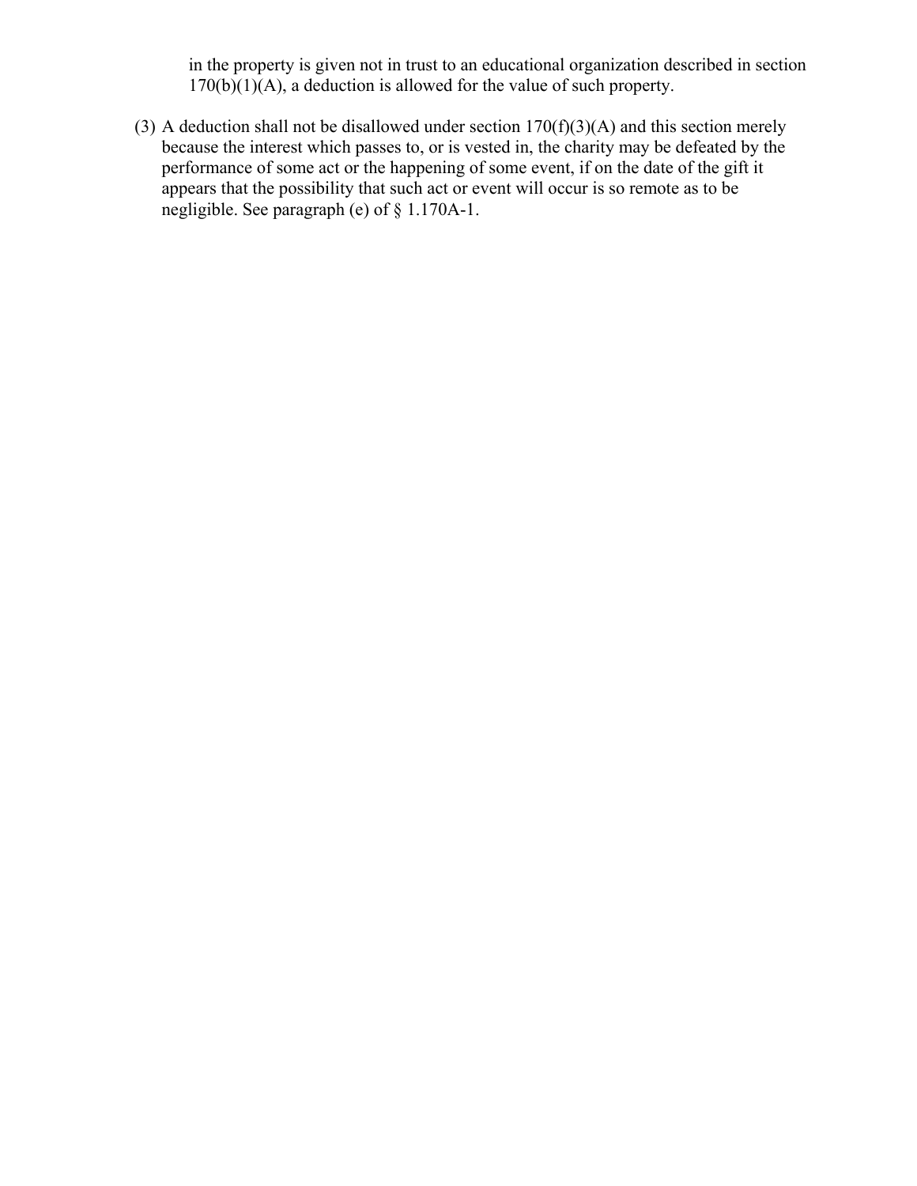in the property is given not in trust to an educational organization described in section 170(b)(1)(A), a deduction is allowed for the value of such property.

(3) A deduction shall not be disallowed under section 170(f)(3)(A) and this section merely because the interest which passes to, or is vested in, the charity may be defeated by the performance of some act or the happening of some event, if on the date of the gift it appears that the possibility that such act or event will occur is so remote as to be negligible. See paragraph (e) of § 1.170A-1.